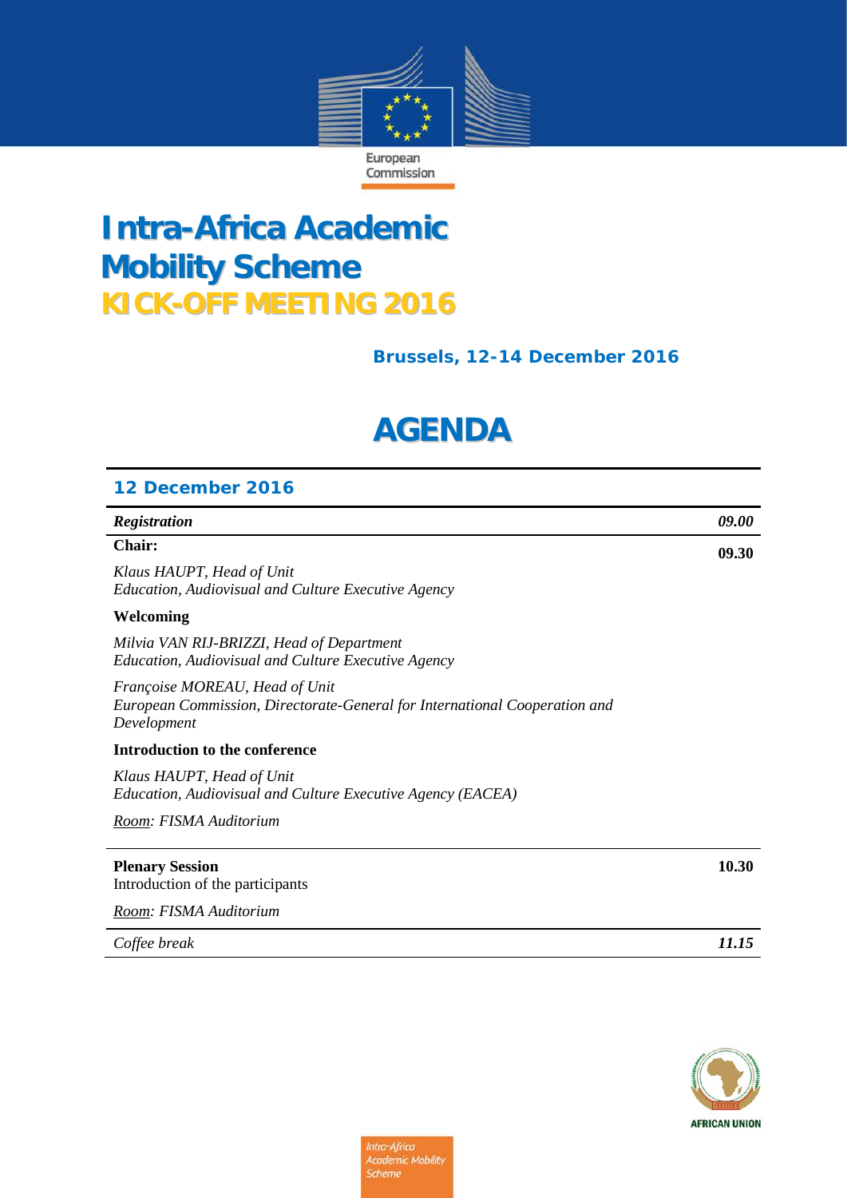European Commission

# Intra-Africa Academic Mobility Scheme
# KICK-OFF MEETING 2016

**Brussels, 12-14 December 2016**

# AGENDA

## 12 December 2016

| | |
|---|---|
| ***Registration*** | ***09.00*** |
| **Chair:**<br>*Klaus HAUPT, Head of Unit*<br>*Education, Audiovisual and Culture Executive Agency*<br>**Welcoming**<br>*Milvia VAN RIJ-BRIZZI, Head of Department*<br>*Education, Audiovisual and Culture Executive Agency*<br>*Françoise MOREAU, Head of Unit*<br>*European Commission, Directorate-General for International Cooperation and Development*<br>**Introduction to the conference**<br>*Klaus HAUPT, Head of Unit*<br>*Education, Audiovisual and Culture Executive Agency (EACEA)*<br>*Room: FISMA Auditorium* | **09.30** |
| **Plenary Session**<br>Introduction of the participants<br>*Room: FISMA Auditorium* | **10.30** |
| *Coffee break* | ***11.15*** |

AFRICAN UNION

Intra-Africa Academic Mobility Scheme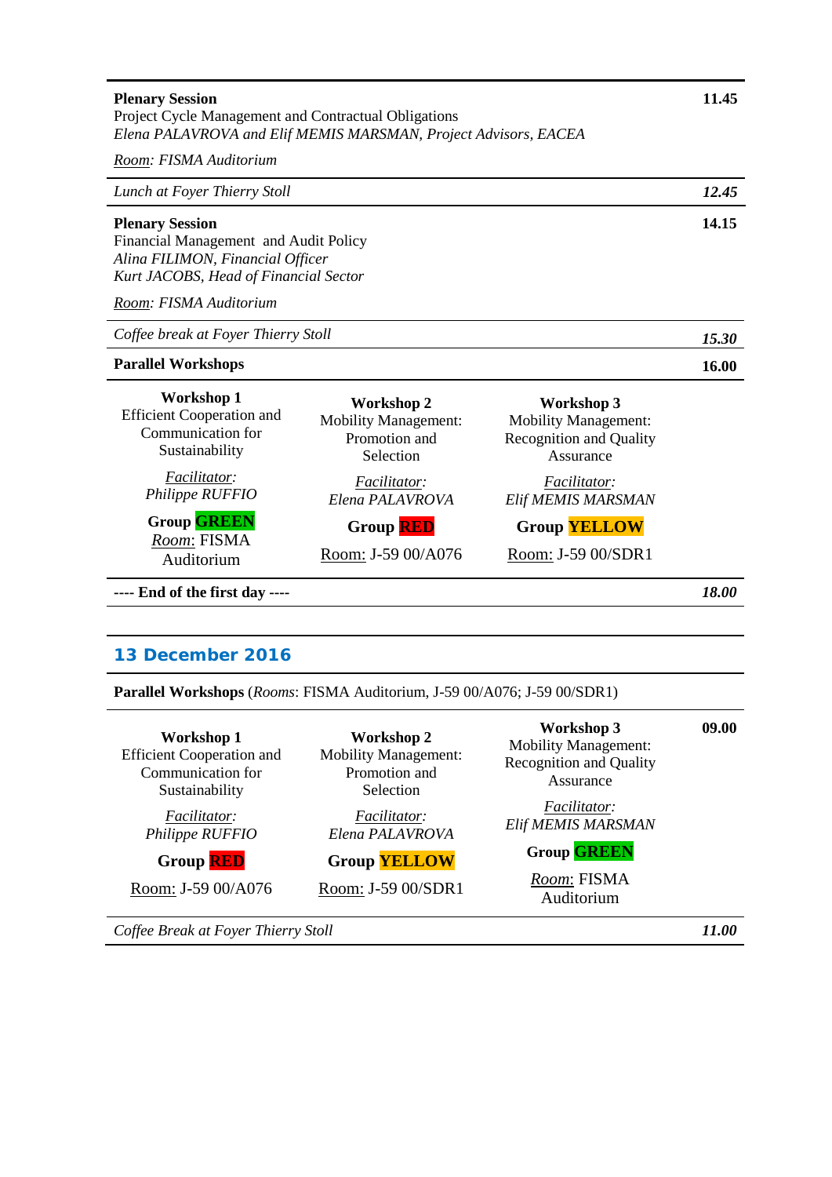| | Time |
|---|---|
| **Plenary Session**<br>Project Cycle Management and Contractual Obligations<br>*Elena PALAVROVA and Elif MEMIS MARSMAN, Project Advisors, EACEA*<br>*Room: FISMA Auditorium* | **11.45** |
| *Lunch at Foyer Thierry Stoll* | ***12.45*** |
| **Plenary Session**<br>Financial Management and Audit Policy<br>*Alina FILIMON, Financial Officer*<br>*Kurt JACOBS, Head of Financial Sector*<br>*Room: FISMA Auditorium* | **14.15** |
| *Coffee break at Foyer Thierry Stoll* | ***15.30*** |
| **Parallel Workshops** | **16.00** |

| Workshop 1 | Workshop 2 | Workshop 3 |
|---|---|---|
| Efficient Cooperation and Communication for Sustainability | Mobility Management: Promotion and Selection | Mobility Management: Recognition and Quality Assurance |
| *Facilitator: Philippe RUFFIO* | *Facilitator: Elena PALAVROVA* | *Facilitator: Elif MEMIS MARSMAN* |
| **Group GREEN** | **Group RED** | **Group YELLOW** |
| *Room*: FISMA Auditorium | Room: J-59 00/A076 | Room: J-59 00/SDR1 |

**---- End of the first day ----** ***18.00***

## 13 December 2016

**Parallel Workshops** (*Rooms*: FISMA Auditorium, J-59 00/A076; J-59 00/SDR1)

**09.00**

| Workshop 1 | Workshop 2 | Workshop 3 |
|---|---|---|
| Efficient Cooperation and Communication for Sustainability | Mobility Management: Promotion and Selection | Mobility Management: Recognition and Quality Assurance |
| *Facilitator: Philippe RUFFIO* | *Facilitator: Elena PALAVROVA* | *Facilitator: Elif MEMIS MARSMAN* |
| **Group RED** | **Group YELLOW** | **Group GREEN** |
| Room: J-59 00/A076 | Room: J-59 00/SDR1 | *Room*: FISMA Auditorium |

*Coffee Break at Foyer Thierry Stoll* ***11.00***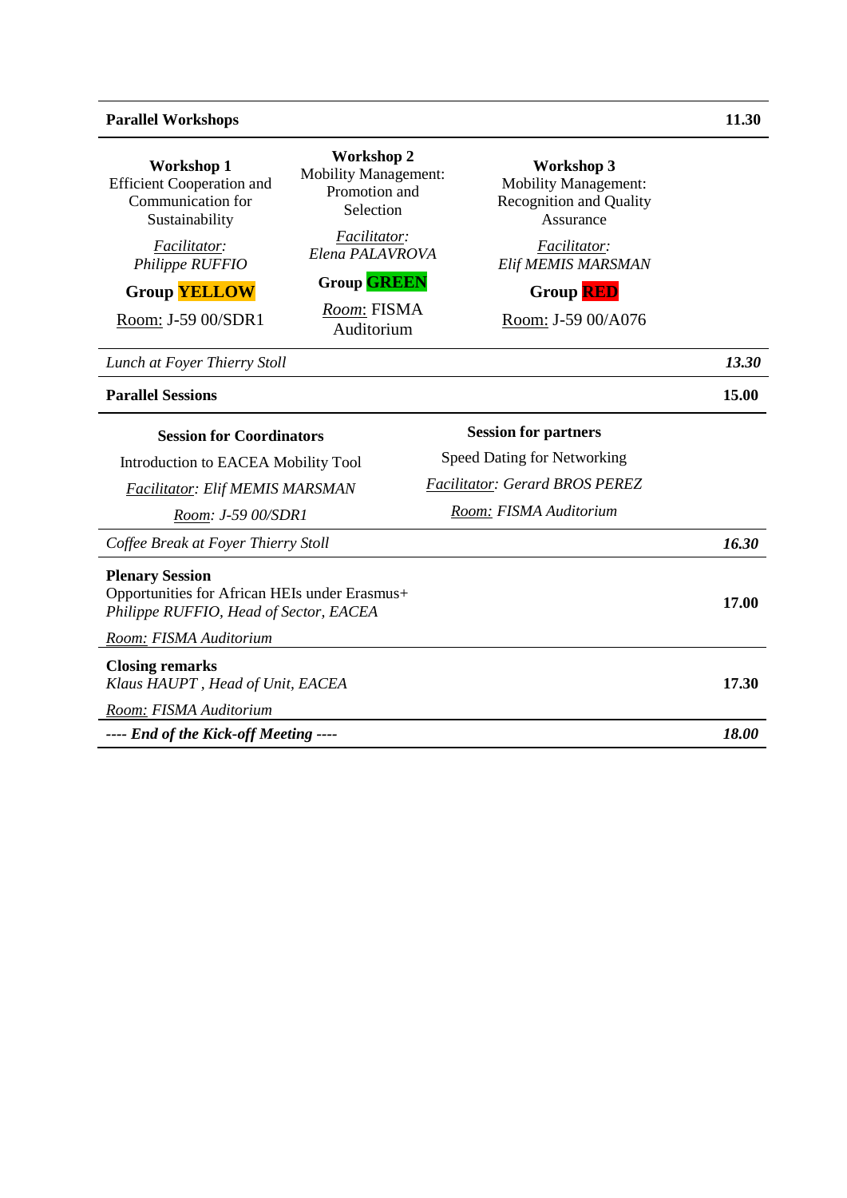| **Parallel Workshops** | | | **11.30** |
|---|---|---|---|
| **Workshop 1**<br>Efficient Cooperation and Communication for Sustainability<br><br>*Facilitator: Philippe RUFFIO*<br><br>**Group YELLOW**<br><br>Room: J-59 00/SDR1 | **Workshop 2**<br>Mobility Management: Promotion and Selection<br><br>*Facilitator: Elena PALAVROVA*<br><br>**Group GREEN**<br><br>*Room*: FISMA Auditorium | **Workshop 3**<br>Mobility Management: Recognition and Quality Assurance<br><br>*Facilitator: Elif MEMIS MARSMAN*<br><br>**Group RED**<br><br>Room: J-59 00/A076 | |
| *Lunch at Foyer Thierry Stoll* | | | ***13.30*** |
| **Parallel Sessions** | | | **15.00** |
| **Session for Coordinators**<br>Introduction to EACEA Mobility Tool<br>*Facilitator: Elif MEMIS MARSMAN*<br>*Room: J-59 00/SDR1* | | **Session for partners**<br>Speed Dating for Networking<br>*Facilitator: Gerard BROS PEREZ*<br>*Room: FISMA Auditorium* | |
| *Coffee Break at Foyer Thierry Stoll* | | | ***16.30*** |
| **Plenary Session**<br>Opportunities for African HEIs under Erasmus+<br>*Philippe RUFFIO, Head of Sector, EACEA*<br><br>*Room: FISMA Auditorium* | | | **17.00** |
| **Closing remarks**<br>*Klaus HAUPT , Head of Unit, EACEA*<br><br>*Room: FISMA Auditorium* | | | **17.30** |
| ***---- End of the Kick-off Meeting ----*** | | | ***18.00*** |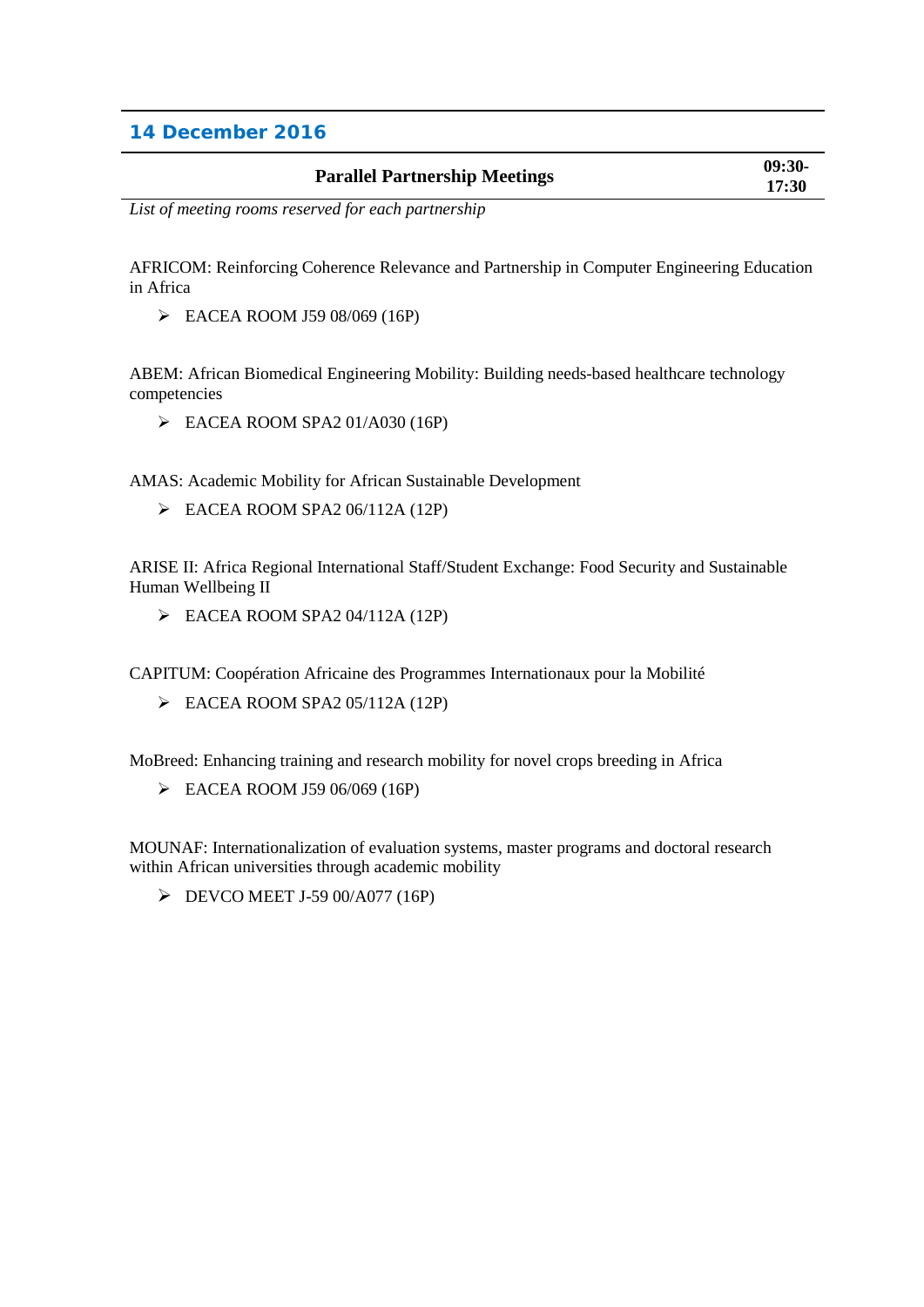## 14 December 2016

| Parallel Partnership Meetings | 09:30-17:30 |
|---|---|

*List of meeting rooms reserved for each partnership*

AFRICOM: Reinforcing Coherence Relevance and Partnership in Computer Engineering Education in Africa

- EACEA ROOM J59 08/069 (16P)

ABEM: African Biomedical Engineering Mobility: Building needs-based healthcare technology competencies

- EACEA ROOM SPA2 01/A030 (16P)

AMAS: Academic Mobility for African Sustainable Development

- EACEA ROOM SPA2 06/112A (12P)

ARISE II: Africa Regional International Staff/Student Exchange: Food Security and Sustainable Human Wellbeing II

- EACEA ROOM SPA2 04/112A (12P)

CAPITUM: Coopération Africaine des Programmes Internationaux pour la Mobilité

- EACEA ROOM SPA2 05/112A (12P)

MoBreed: Enhancing training and research mobility for novel crops breeding in Africa

- EACEA ROOM J59 06/069 (16P)

MOUNAF: Internationalization of evaluation systems, master programs and doctoral research within African universities through academic mobility

- DEVCO MEET J-59 00/A077 (16P)